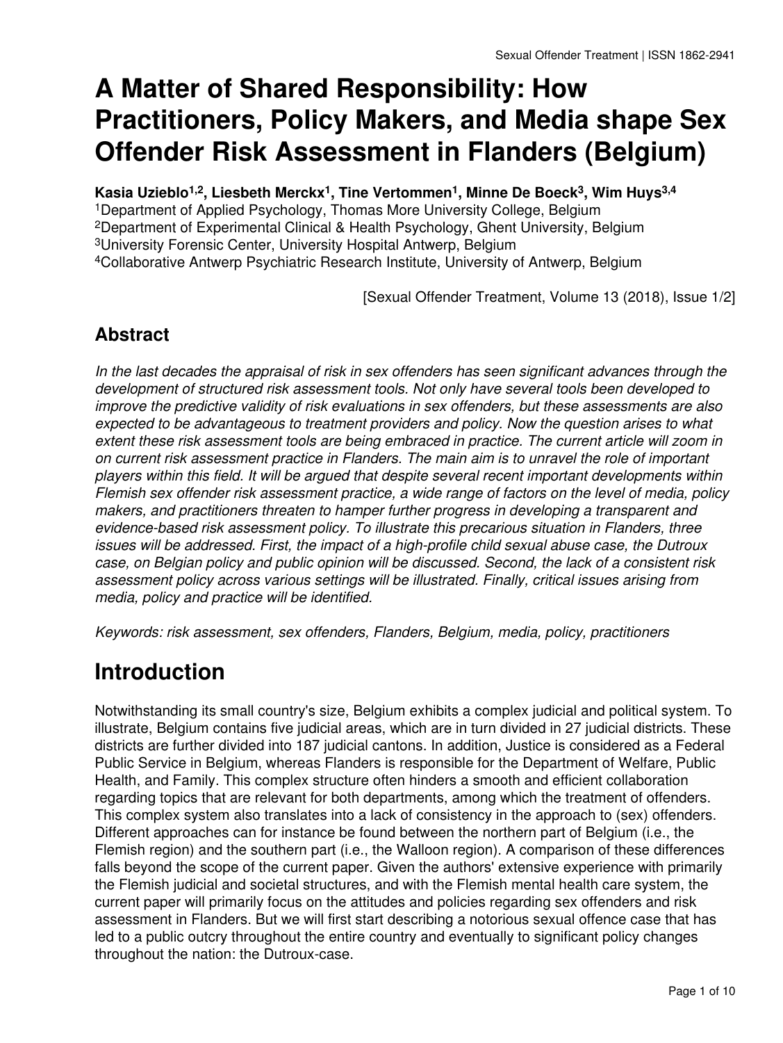# A Matter of Shared Responsibility: How Practitioners, Policy Makers, and Media shape Sex Offender Risk Assessment in Flanders (Belgium)

**Kasia Uzieblo[1,2], Liesbeth Merckx[1], Tine Vertommen[1], Minne De Boeck[3], Wim Huys[3,4]**

[1]Department of Applied Psychology, Thomas More University College, Belgium
[2]Department of Experimental Clinical & Health Psychology, Ghent University, Belgium
[3]University Forensic Center, University Hospital Antwerp, Belgium
[4]Collaborative Antwerp Psychiatric Research Institute, University of Antwerp, Belgium

[Sexual Offender Treatment, Volume 13 (2018), Issue 1/2]

## Abstract

*In the last decades the appraisal of risk in sex offenders has seen significant advances through the development of structured risk assessment tools. Not only have several tools been developed to improve the predictive validity of risk evaluations in sex offenders, but these assessments are also expected to be advantageous to treatment providers and policy. Now the question arises to what extent these risk assessment tools are being embraced in practice. The current article will zoom in on current risk assessment practice in Flanders. The main aim is to unravel the role of important players within this field. It will be argued that despite several recent important developments within Flemish sex offender risk assessment practice, a wide range of factors on the level of media, policy makers, and practitioners threaten to hamper further progress in developing a transparent and evidence-based risk assessment policy. To illustrate this precarious situation in Flanders, three issues will be addressed. First, the impact of a high-profile child sexual abuse case, the Dutroux case, on Belgian policy and public opinion will be discussed. Second, the lack of a consistent risk assessment policy across various settings will be illustrated. Finally, critical issues arising from media, policy and practice will be identified.*

*Keywords: risk assessment, sex offenders, Flanders, Belgium, media, policy, practitioners*

# Introduction

Notwithstanding its small country's size, Belgium exhibits a complex judicial and political system. To illustrate, Belgium contains five judicial areas, which are in turn divided in 27 judicial districts. These districts are further divided into 187 judicial cantons. In addition, Justice is considered as a Federal Public Service in Belgium, whereas Flanders is responsible for the Department of Welfare, Public Health, and Family. This complex structure often hinders a smooth and efficient collaboration regarding topics that are relevant for both departments, among which the treatment of offenders. This complex system also translates into a lack of consistency in the approach to (sex) offenders. Different approaches can for instance be found between the northern part of Belgium (i.e., the Flemish region) and the southern part (i.e., the Walloon region). A comparison of these differences falls beyond the scope of the current paper. Given the authors' extensive experience with primarily the Flemish judicial and societal structures, and with the Flemish mental health care system, the current paper will primarily focus on the attitudes and policies regarding sex offenders and risk assessment in Flanders. But we will first start describing a notorious sexual offence case that has led to a public outcry throughout the entire country and eventually to significant policy changes throughout the nation: the Dutroux-case.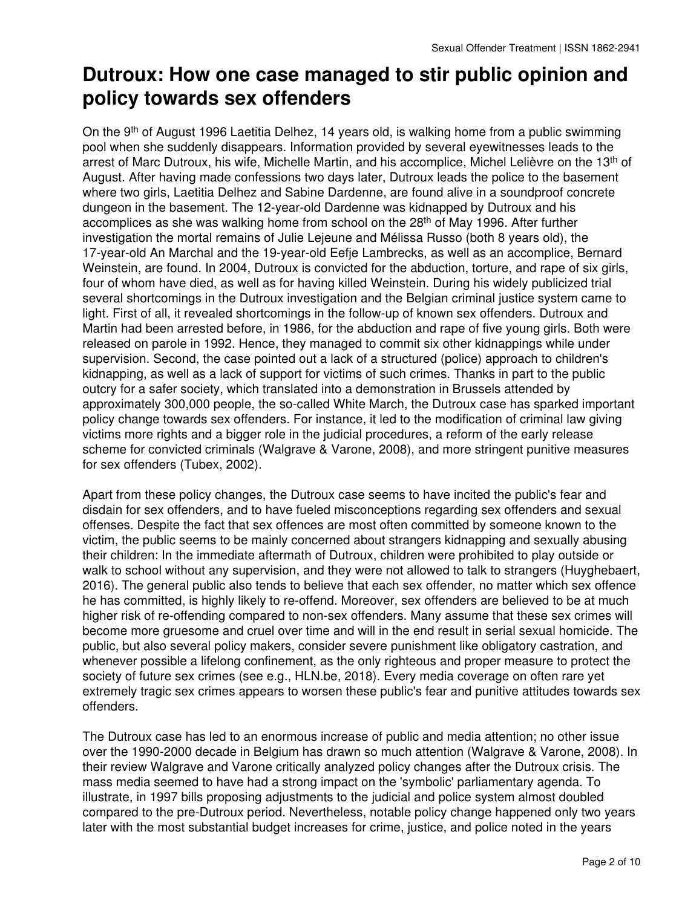# Dutroux: How one case managed to stir public opinion and policy towards sex offenders

On the 9th of August 1996 Laetitia Delhez, 14 years old, is walking home from a public swimming pool when she suddenly disappears. Information provided by several eyewitnesses leads to the arrest of Marc Dutroux, his wife, Michelle Martin, and his accomplice, Michel Lelièvre on the 13th of August. After having made confessions two days later, Dutroux leads the police to the basement where two girls, Laetitia Delhez and Sabine Dardenne, are found alive in a soundproof concrete dungeon in the basement. The 12-year-old Dardenne was kidnapped by Dutroux and his accomplices as she was walking home from school on the 28th of May 1996. After further investigation the mortal remains of Julie Lejeune and Mélissa Russo (both 8 years old), the 17-year-old An Marchal and the 19-year-old Eefje Lambrecks, as well as an accomplice, Bernard Weinstein, are found. In 2004, Dutroux is convicted for the abduction, torture, and rape of six girls, four of whom have died, as well as for having killed Weinstein. During his widely publicized trial several shortcomings in the Dutroux investigation and the Belgian criminal justice system came to light. First of all, it revealed shortcomings in the follow-up of known sex offenders. Dutroux and Martin had been arrested before, in 1986, for the abduction and rape of five young girls. Both were released on parole in 1992. Hence, they managed to commit six other kidnappings while under supervision. Second, the case pointed out a lack of a structured (police) approach to children's kidnapping, as well as a lack of support for victims of such crimes. Thanks in part to the public outcry for a safer society, which translated into a demonstration in Brussels attended by approximately 300,000 people, the so-called White March, the Dutroux case has sparked important policy change towards sex offenders. For instance, it led to the modification of criminal law giving victims more rights and a bigger role in the judicial procedures, a reform of the early release scheme for convicted criminals (Walgrave & Varone, 2008), and more stringent punitive measures for sex offenders (Tubex, 2002).

Apart from these policy changes, the Dutroux case seems to have incited the public's fear and disdain for sex offenders, and to have fueled misconceptions regarding sex offenders and sexual offenses. Despite the fact that sex offences are most often committed by someone known to the victim, the public seems to be mainly concerned about strangers kidnapping and sexually abusing their children: In the immediate aftermath of Dutroux, children were prohibited to play outside or walk to school without any supervision, and they were not allowed to talk to strangers (Huyghebaert, 2016). The general public also tends to believe that each sex offender, no matter which sex offence he has committed, is highly likely to re-offend. Moreover, sex offenders are believed to be at much higher risk of re-offending compared to non-sex offenders. Many assume that these sex crimes will become more gruesome and cruel over time and will in the end result in serial sexual homicide. The public, but also several policy makers, consider severe punishment like obligatory castration, and whenever possible a lifelong confinement, as the only righteous and proper measure to protect the society of future sex crimes (see e.g., HLN.be, 2018). Every media coverage on often rare yet extremely tragic sex crimes appears to worsen these public's fear and punitive attitudes towards sex offenders.

The Dutroux case has led to an enormous increase of public and media attention; no other issue over the 1990-2000 decade in Belgium has drawn so much attention (Walgrave & Varone, 2008). In their review Walgrave and Varone critically analyzed policy changes after the Dutroux crisis. The mass media seemed to have had a strong impact on the 'symbolic' parliamentary agenda. To illustrate, in 1997 bills proposing adjustments to the judicial and police system almost doubled compared to the pre-Dutroux period. Nevertheless, notable policy change happened only two years later with the most substantial budget increases for crime, justice, and police noted in the years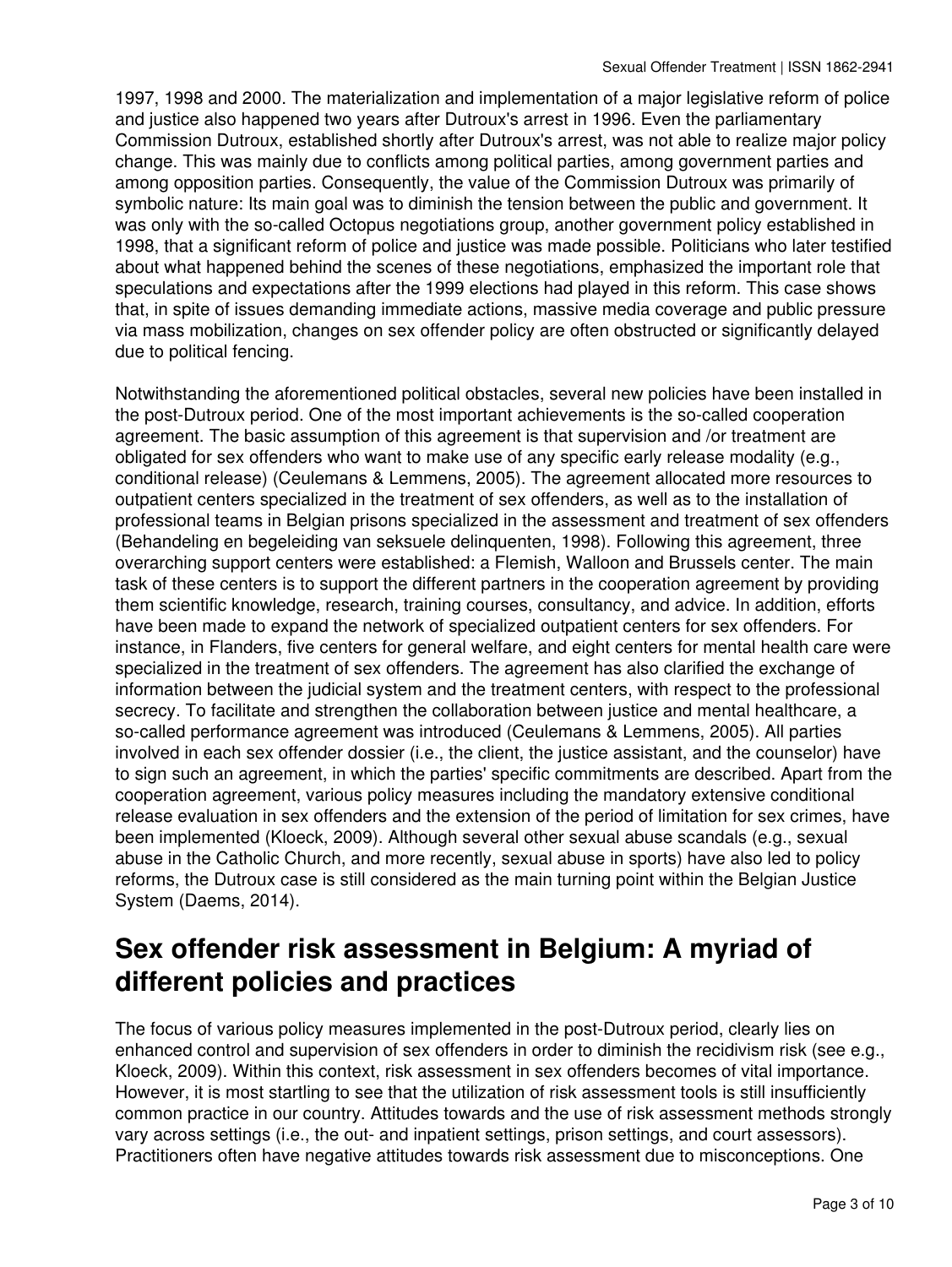1997, 1998 and 2000. The materialization and implementation of a major legislative reform of police and justice also happened two years after Dutroux's arrest in 1996. Even the parliamentary Commission Dutroux, established shortly after Dutroux's arrest, was not able to realize major policy change. This was mainly due to conflicts among political parties, among government parties and among opposition parties. Consequently, the value of the Commission Dutroux was primarily of symbolic nature: Its main goal was to diminish the tension between the public and government. It was only with the so-called Octopus negotiations group, another government policy established in 1998, that a significant reform of police and justice was made possible. Politicians who later testified about what happened behind the scenes of these negotiations, emphasized the important role that speculations and expectations after the 1999 elections had played in this reform. This case shows that, in spite of issues demanding immediate actions, massive media coverage and public pressure via mass mobilization, changes on sex offender policy are often obstructed or significantly delayed due to political fencing.

Notwithstanding the aforementioned political obstacles, several new policies have been installed in the post-Dutroux period. One of the most important achievements is the so-called cooperation agreement. The basic assumption of this agreement is that supervision and /or treatment are obligated for sex offenders who want to make use of any specific early release modality (e.g., conditional release) (Ceulemans & Lemmens, 2005). The agreement allocated more resources to outpatient centers specialized in the treatment of sex offenders, as well as to the installation of professional teams in Belgian prisons specialized in the assessment and treatment of sex offenders (Behandeling en begeleiding van seksuele delinquenten, 1998). Following this agreement, three overarching support centers were established: a Flemish, Walloon and Brussels center. The main task of these centers is to support the different partners in the cooperation agreement by providing them scientific knowledge, research, training courses, consultancy, and advice. In addition, efforts have been made to expand the network of specialized outpatient centers for sex offenders. For instance, in Flanders, five centers for general welfare, and eight centers for mental health care were specialized in the treatment of sex offenders. The agreement has also clarified the exchange of information between the judicial system and the treatment centers, with respect to the professional secrecy. To facilitate and strengthen the collaboration between justice and mental healthcare, a so-called performance agreement was introduced (Ceulemans & Lemmens, 2005). All parties involved in each sex offender dossier (i.e., the client, the justice assistant, and the counselor) have to sign such an agreement, in which the parties' specific commitments are described. Apart from the cooperation agreement, various policy measures including the mandatory extensive conditional release evaluation in sex offenders and the extension of the period of limitation for sex crimes, have been implemented (Kloeck, 2009). Although several other sexual abuse scandals (e.g., sexual abuse in the Catholic Church, and more recently, sexual abuse in sports) have also led to policy reforms, the Dutroux case is still considered as the main turning point within the Belgian Justice System (Daems, 2014).

## Sex offender risk assessment in Belgium: A myriad of different policies and practices

The focus of various policy measures implemented in the post-Dutroux period, clearly lies on enhanced control and supervision of sex offenders in order to diminish the recidivism risk (see e.g., Kloeck, 2009). Within this context, risk assessment in sex offenders becomes of vital importance. However, it is most startling to see that the utilization of risk assessment tools is still insufficiently common practice in our country. Attitudes towards and the use of risk assessment methods strongly vary across settings (i.e., the out- and inpatient settings, prison settings, and court assessors). Practitioners often have negative attitudes towards risk assessment due to misconceptions. One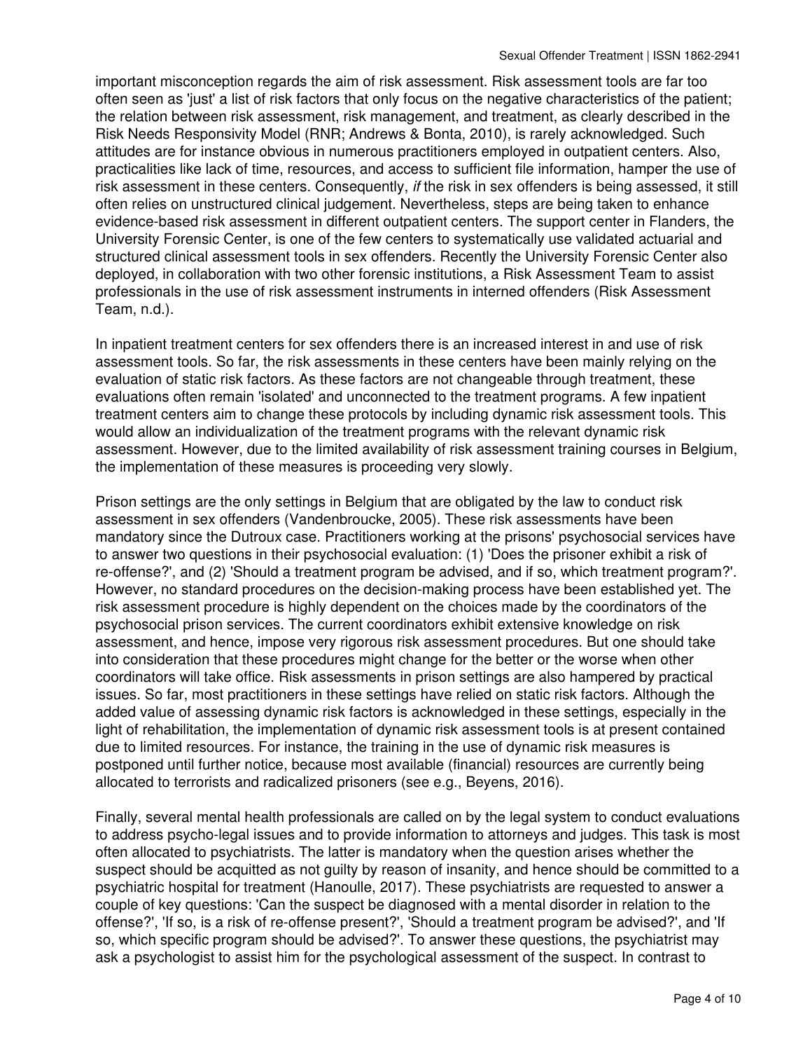important misconception regards the aim of risk assessment. Risk assessment tools are far too often seen as 'just' a list of risk factors that only focus on the negative characteristics of the patient; the relation between risk assessment, risk management, and treatment, as clearly described in the Risk Needs Responsivity Model (RNR; Andrews & Bonta, 2010), is rarely acknowledged. Such attitudes are for instance obvious in numerous practitioners employed in outpatient centers. Also, practicalities like lack of time, resources, and access to sufficient file information, hamper the use of risk assessment in these centers. Consequently, *if* the risk in sex offenders is being assessed, it still often relies on unstructured clinical judgement. Nevertheless, steps are being taken to enhance evidence-based risk assessment in different outpatient centers. The support center in Flanders, the University Forensic Center, is one of the few centers to systematically use validated actuarial and structured clinical assessment tools in sex offenders. Recently the University Forensic Center also deployed, in collaboration with two other forensic institutions, a Risk Assessment Team to assist professionals in the use of risk assessment instruments in interned offenders (Risk Assessment Team, n.d.).

In inpatient treatment centers for sex offenders there is an increased interest in and use of risk assessment tools. So far, the risk assessments in these centers have been mainly relying on the evaluation of static risk factors. As these factors are not changeable through treatment, these evaluations often remain 'isolated' and unconnected to the treatment programs. A few inpatient treatment centers aim to change these protocols by including dynamic risk assessment tools. This would allow an individualization of the treatment programs with the relevant dynamic risk assessment. However, due to the limited availability of risk assessment training courses in Belgium, the implementation of these measures is proceeding very slowly.

Prison settings are the only settings in Belgium that are obligated by the law to conduct risk assessment in sex offenders (Vandenbroucke, 2005). These risk assessments have been mandatory since the Dutroux case. Practitioners working at the prisons' psychosocial services have to answer two questions in their psychosocial evaluation: (1) 'Does the prisoner exhibit a risk of re-offense?', and (2) 'Should a treatment program be advised, and if so, which treatment program?'. However, no standard procedures on the decision-making process have been established yet. The risk assessment procedure is highly dependent on the choices made by the coordinators of the psychosocial prison services. The current coordinators exhibit extensive knowledge on risk assessment, and hence, impose very rigorous risk assessment procedures. But one should take into consideration that these procedures might change for the better or the worse when other coordinators will take office. Risk assessments in prison settings are also hampered by practical issues. So far, most practitioners in these settings have relied on static risk factors. Although the added value of assessing dynamic risk factors is acknowledged in these settings, especially in the light of rehabilitation, the implementation of dynamic risk assessment tools is at present contained due to limited resources. For instance, the training in the use of dynamic risk measures is postponed until further notice, because most available (financial) resources are currently being allocated to terrorists and radicalized prisoners (see e.g., Beyens, 2016).

Finally, several mental health professionals are called on by the legal system to conduct evaluations to address psycho-legal issues and to provide information to attorneys and judges. This task is most often allocated to psychiatrists. The latter is mandatory when the question arises whether the suspect should be acquitted as not guilty by reason of insanity, and hence should be committed to a psychiatric hospital for treatment (Hanoulle, 2017). These psychiatrists are requested to answer a couple of key questions: 'Can the suspect be diagnosed with a mental disorder in relation to the offense?', 'If so, is a risk of re-offense present?', 'Should a treatment program be advised?', and 'If so, which specific program should be advised?'. To answer these questions, the psychiatrist may ask a psychologist to assist him for the psychological assessment of the suspect. In contrast to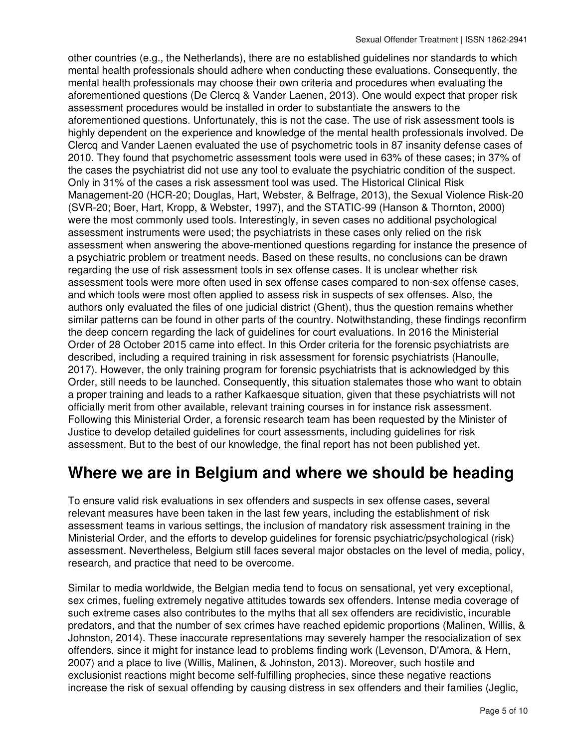other countries (e.g., the Netherlands), there are no established guidelines nor standards to which mental health professionals should adhere when conducting these evaluations. Consequently, the mental health professionals may choose their own criteria and procedures when evaluating the aforementioned questions (De Clercq & Vander Laenen, 2013). One would expect that proper risk assessment procedures would be installed in order to substantiate the answers to the aforementioned questions. Unfortunately, this is not the case. The use of risk assessment tools is highly dependent on the experience and knowledge of the mental health professionals involved. De Clercq and Vander Laenen evaluated the use of psychometric tools in 87 insanity defense cases of 2010. They found that psychometric assessment tools were used in 63% of these cases; in 37% of the cases the psychiatrist did not use any tool to evaluate the psychiatric condition of the suspect. Only in 31% of the cases a risk assessment tool was used. The Historical Clinical Risk Management-20 (HCR-20; Douglas, Hart, Webster, & Belfrage, 2013), the Sexual Violence Risk-20 (SVR-20; Boer, Hart, Kropp, & Webster, 1997), and the STATIC-99 (Hanson & Thornton, 2000) were the most commonly used tools. Interestingly, in seven cases no additional psychological assessment instruments were used; the psychiatrists in these cases only relied on the risk assessment when answering the above-mentioned questions regarding for instance the presence of a psychiatric problem or treatment needs. Based on these results, no conclusions can be drawn regarding the use of risk assessment tools in sex offense cases. It is unclear whether risk assessment tools were more often used in sex offense cases compared to non-sex offense cases, and which tools were most often applied to assess risk in suspects of sex offenses. Also, the authors only evaluated the files of one judicial district (Ghent), thus the question remains whether similar patterns can be found in other parts of the country. Notwithstanding, these findings reconfirm the deep concern regarding the lack of guidelines for court evaluations. In 2016 the Ministerial Order of 28 October 2015 came into effect. In this Order criteria for the forensic psychiatrists are described, including a required training in risk assessment for forensic psychiatrists (Hanoulle, 2017). However, the only training program for forensic psychiatrists that is acknowledged by this Order, still needs to be launched. Consequently, this situation stalemates those who want to obtain a proper training and leads to a rather Kafkaesque situation, given that these psychiatrists will not officially merit from other available, relevant training courses in for instance risk assessment. Following this Ministerial Order, a forensic research team has been requested by the Minister of Justice to develop detailed guidelines for court assessments, including guidelines for risk assessment. But to the best of our knowledge, the final report has not been published yet.

## Where we are in Belgium and where we should be heading

To ensure valid risk evaluations in sex offenders and suspects in sex offense cases, several relevant measures have been taken in the last few years, including the establishment of risk assessment teams in various settings, the inclusion of mandatory risk assessment training in the Ministerial Order, and the efforts to develop guidelines for forensic psychiatric/psychological (risk) assessment. Nevertheless, Belgium still faces several major obstacles on the level of media, policy, research, and practice that need to be overcome.

Similar to media worldwide, the Belgian media tend to focus on sensational, yet very exceptional, sex crimes, fueling extremely negative attitudes towards sex offenders. Intense media coverage of such extreme cases also contributes to the myths that all sex offenders are recidivistic, incurable predators, and that the number of sex crimes have reached epidemic proportions (Malinen, Willis, & Johnston, 2014). These inaccurate representations may severely hamper the resocialization of sex offenders, since it might for instance lead to problems finding work (Levenson, D'Amora, & Hern, 2007) and a place to live (Willis, Malinen, & Johnston, 2013). Moreover, such hostile and exclusionist reactions might become self-fulfilling prophecies, since these negative reactions increase the risk of sexual offending by causing distress in sex offenders and their families (Jeglic,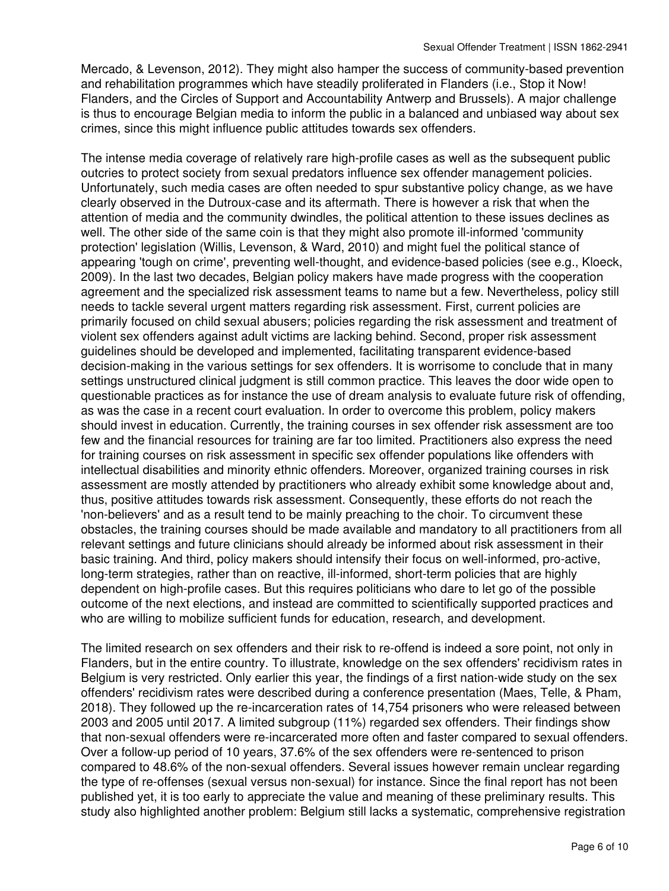Mercado, & Levenson, 2012). They might also hamper the success of community-based prevention and rehabilitation programmes which have steadily proliferated in Flanders (i.e., Stop it Now! Flanders, and the Circles of Support and Accountability Antwerp and Brussels). A major challenge is thus to encourage Belgian media to inform the public in a balanced and unbiased way about sex crimes, since this might influence public attitudes towards sex offenders.

The intense media coverage of relatively rare high-profile cases as well as the subsequent public outcries to protect society from sexual predators influence sex offender management policies. Unfortunately, such media cases are often needed to spur substantive policy change, as we have clearly observed in the Dutroux-case and its aftermath. There is however a risk that when the attention of media and the community dwindles, the political attention to these issues declines as well. The other side of the same coin is that they might also promote ill-informed 'community protection' legislation (Willis, Levenson, & Ward, 2010) and might fuel the political stance of appearing 'tough on crime', preventing well-thought, and evidence-based policies (see e.g., Kloeck, 2009). In the last two decades, Belgian policy makers have made progress with the cooperation agreement and the specialized risk assessment teams to name but a few. Nevertheless, policy still needs to tackle several urgent matters regarding risk assessment. First, current policies are primarily focused on child sexual abusers; policies regarding the risk assessment and treatment of violent sex offenders against adult victims are lacking behind. Second, proper risk assessment guidelines should be developed and implemented, facilitating transparent evidence-based decision-making in the various settings for sex offenders. It is worrisome to conclude that in many settings unstructured clinical judgment is still common practice. This leaves the door wide open to questionable practices as for instance the use of dream analysis to evaluate future risk of offending, as was the case in a recent court evaluation. In order to overcome this problem, policy makers should invest in education. Currently, the training courses in sex offender risk assessment are too few and the financial resources for training are far too limited. Practitioners also express the need for training courses on risk assessment in specific sex offender populations like offenders with intellectual disabilities and minority ethnic offenders. Moreover, organized training courses in risk assessment are mostly attended by practitioners who already exhibit some knowledge about and, thus, positive attitudes towards risk assessment. Consequently, these efforts do not reach the 'non-believers' and as a result tend to be mainly preaching to the choir. To circumvent these obstacles, the training courses should be made available and mandatory to all practitioners from all relevant settings and future clinicians should already be informed about risk assessment in their basic training. And third, policy makers should intensify their focus on well-informed, pro-active, long-term strategies, rather than on reactive, ill-informed, short-term policies that are highly dependent on high-profile cases. But this requires politicians who dare to let go of the possible outcome of the next elections, and instead are committed to scientifically supported practices and who are willing to mobilize sufficient funds for education, research, and development.

The limited research on sex offenders and their risk to re-offend is indeed a sore point, not only in Flanders, but in the entire country. To illustrate, knowledge on the sex offenders' recidivism rates in Belgium is very restricted. Only earlier this year, the findings of a first nation-wide study on the sex offenders' recidivism rates were described during a conference presentation (Maes, Telle, & Pham, 2018). They followed up the re-incarceration rates of 14,754 prisoners who were released between 2003 and 2005 until 2017. A limited subgroup (11%) regarded sex offenders. Their findings show that non-sexual offenders were re-incarcerated more often and faster compared to sexual offenders. Over a follow-up period of 10 years, 37.6% of the sex offenders were re-sentenced to prison compared to 48.6% of the non-sexual offenders. Several issues however remain unclear regarding the type of re-offenses (sexual versus non-sexual) for instance. Since the final report has not been published yet, it is too early to appreciate the value and meaning of these preliminary results. This study also highlighted another problem: Belgium still lacks a systematic, comprehensive registration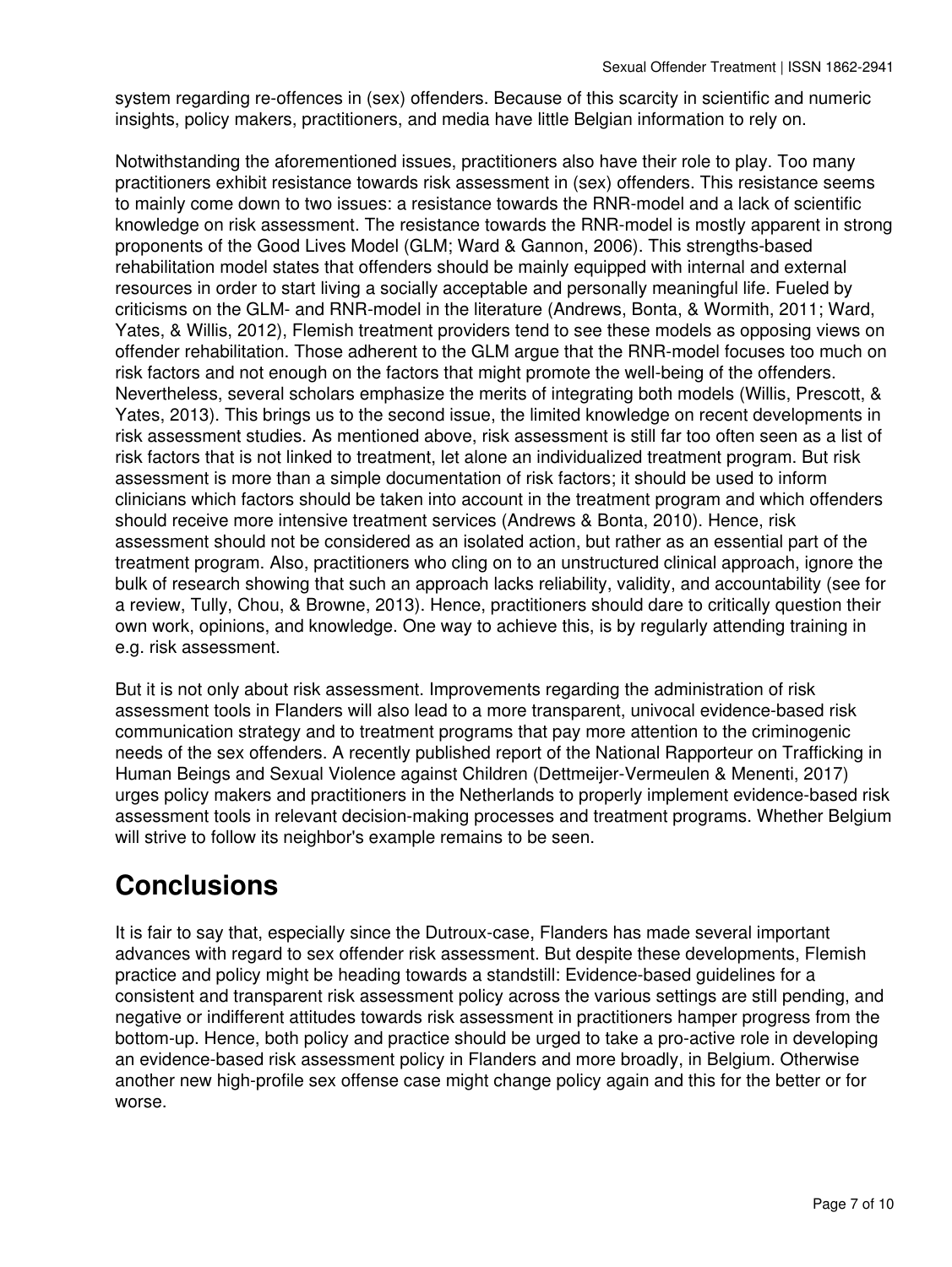system regarding re-offences in (sex) offenders. Because of this scarcity in scientific and numeric insights, policy makers, practitioners, and media have little Belgian information to rely on.

Notwithstanding the aforementioned issues, practitioners also have their role to play. Too many practitioners exhibit resistance towards risk assessment in (sex) offenders. This resistance seems to mainly come down to two issues: a resistance towards the RNR-model and a lack of scientific knowledge on risk assessment. The resistance towards the RNR-model is mostly apparent in strong proponents of the Good Lives Model (GLM; Ward & Gannon, 2006). This strengths-based rehabilitation model states that offenders should be mainly equipped with internal and external resources in order to start living a socially acceptable and personally meaningful life. Fueled by criticisms on the GLM- and RNR-model in the literature (Andrews, Bonta, & Wormith, 2011; Ward, Yates, & Willis, 2012), Flemish treatment providers tend to see these models as opposing views on offender rehabilitation. Those adherent to the GLM argue that the RNR-model focuses too much on risk factors and not enough on the factors that might promote the well-being of the offenders. Nevertheless, several scholars emphasize the merits of integrating both models (Willis, Prescott, & Yates, 2013). This brings us to the second issue, the limited knowledge on recent developments in risk assessment studies. As mentioned above, risk assessment is still far too often seen as a list of risk factors that is not linked to treatment, let alone an individualized treatment program. But risk assessment is more than a simple documentation of risk factors; it should be used to inform clinicians which factors should be taken into account in the treatment program and which offenders should receive more intensive treatment services (Andrews & Bonta, 2010). Hence, risk assessment should not be considered as an isolated action, but rather as an essential part of the treatment program. Also, practitioners who cling on to an unstructured clinical approach, ignore the bulk of research showing that such an approach lacks reliability, validity, and accountability (see for a review, Tully, Chou, & Browne, 2013). Hence, practitioners should dare to critically question their own work, opinions, and knowledge. One way to achieve this, is by regularly attending training in e.g. risk assessment.

But it is not only about risk assessment. Improvements regarding the administration of risk assessment tools in Flanders will also lead to a more transparent, univocal evidence-based risk communication strategy and to treatment programs that pay more attention to the criminogenic needs of the sex offenders. A recently published report of the National Rapporteur on Trafficking in Human Beings and Sexual Violence against Children (Dettmeijer-Vermeulen & Menenti, 2017) urges policy makers and practitioners in the Netherlands to properly implement evidence-based risk assessment tools in relevant decision-making processes and treatment programs. Whether Belgium will strive to follow its neighbor's example remains to be seen.

# Conclusions

It is fair to say that, especially since the Dutroux-case, Flanders has made several important advances with regard to sex offender risk assessment. But despite these developments, Flemish practice and policy might be heading towards a standstill: Evidence-based guidelines for a consistent and transparent risk assessment policy across the various settings are still pending, and negative or indifferent attitudes towards risk assessment in practitioners hamper progress from the bottom-up. Hence, both policy and practice should be urged to take a pro-active role in developing an evidence-based risk assessment policy in Flanders and more broadly, in Belgium. Otherwise another new high-profile sex offense case might change policy again and this for the better or for worse.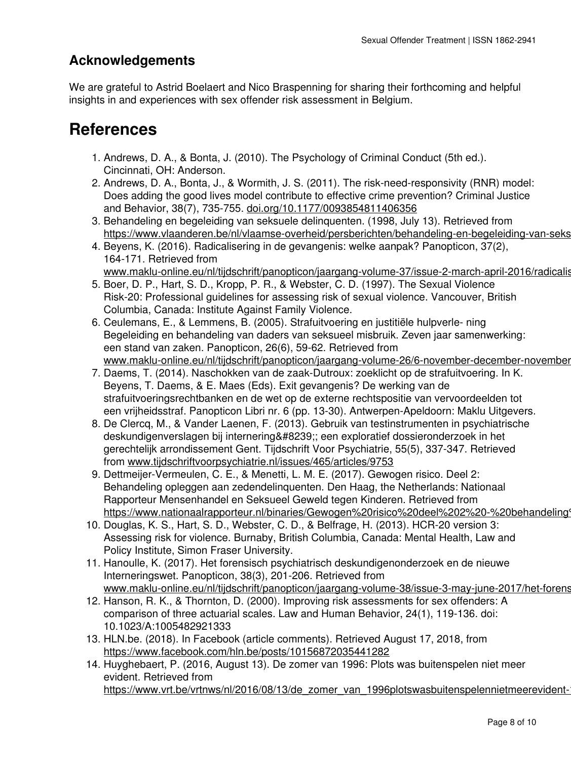## Acknowledgements

We are grateful to Astrid Boelaert and Nico Braspenning for sharing their forthcoming and helpful insights in and experiences with sex offender risk assessment in Belgium.

# References

1. Andrews, D. A., & Bonta, J. (2010). The Psychology of Criminal Conduct (5th ed.). Cincinnati, OH: Anderson.
2. Andrews, D. A., Bonta, J., & Wormith, J. S. (2011). The risk-need-responsivity (RNR) model: Does adding the good lives model contribute to effective crime prevention? Criminal Justice and Behavior, 38(7), 735-755. doi.org/10.1177/0093854811406356
3. Behandeling en begeleiding van seksuele delinquenten. (1998, July 13). Retrieved from https://www.vlaanderen.be/nl/vlaamse-overheid/persberichten/behandeling-en-begeleiding-van-seks
4. Beyens, K. (2016). Radicalisering in de gevangenis: welke aanpak? Panopticon, 37(2), 164-171. Retrieved from www.maklu-online.eu/nl/tijdschrift/panopticon/jaargang-volume-37/issue-2-march-april-2016/radicalis
5. Boer, D. P., Hart, S. D., Kropp, P. R., & Webster, C. D. (1997). The Sexual Violence Risk-20: Professional guidelines for assessing risk of sexual violence. Vancouver, British Columbia, Canada: Institute Against Family Violence.
6. Ceulemans, E., & Lemmens, B. (2005). Strafuitvoering en justitiële hulpverle- ning Begeleiding en behandeling van daders van seksueel misbruik. Zeven jaar samenwerking: een stand van zaken. Panopticon, 26(6), 59-62. Retrieved from www.maklu-online.eu/nl/tijdschrift/panopticon/jaargang-volume-26/6-november-december-november
7. Daems, T. (2014). Naschokken van de zaak-Dutroux: zoeklicht op de strafuitvoering. In K. Beyens, T. Daems, & E. Maes (Eds). Exit gevangenis? De werking van de strafuitvoeringsrechtbanken en de wet op de externe rechtspositie van vervoordeelden tot een vrijheidsstraf. Panopticon Libri nr. 6 (pp. 13-30). Antwerpen-Apeldoorn: Maklu Uitgevers.
8. De Clercq, M., & Vander Laenen, F. (2013). Gebruik van testinstrumenten in psychiatrische deskundigenverslagen bij internering&#8239;; een exploratief dossieronderzoek in het gerechtelijk arrondissement Gent. Tijdschrift Voor Psychiatrie, 55(5), 337-347. Retrieved from www.tijdschriftvoorpsychiatrie.nl/issues/465/articles/9753
9. Dettmeijer-Vermeulen, C. E., & Menetti, L. M. E. (2017). Gewogen risico. Deel 2: Behandeling opleggen aan zedendelinquenten. Den Haag, the Netherlands: Nationaal Rapporteur Mensenhandel en Seksueel Geweld tegen Kinderen. Retrieved from https://www.nationaalrapporteur.nl/binaries/Gewogen%20risico%20deel%202%20-%20behandeling
10. Douglas, K. S., Hart, S. D., Webster, C. D., & Belfrage, H. (2013). HCR-20 version 3: Assessing risk for violence. Burnaby, British Columbia, Canada: Mental Health, Law and Policy Institute, Simon Fraser University.
11. Hanoulle, K. (2017). Het forensisch psychiatrisch deskundigenonderzoek en de nieuwe Interneringswet. Panopticon, 38(3), 201-206. Retrieved from www.maklu-online.eu/nl/tijdschrift/panopticon/jaargang-volume-38/issue-3-may-june-2017/het-forens
12. Hanson, R. K., & Thornton, D. (2000). Improving risk assessments for sex offenders: A comparison of three actuarial scales. Law and Human Behavior, 24(1), 119-136. doi: 10.1023/A:1005482921333
13. HLN.be. (2018). In Facebook (article comments). Retrieved August 17, 2018, from https://www.facebook.com/hln.be/posts/10156872035441282
14. Huyghebaert, P. (2016, August 13). De zomer van 1996: Plots was buitenspelen niet meer evident. Retrieved from https://www.vrt.be/vrtnws/nl/2016/08/13/de_zomer_van_1996plotswasbuitenspelennietmeerevident-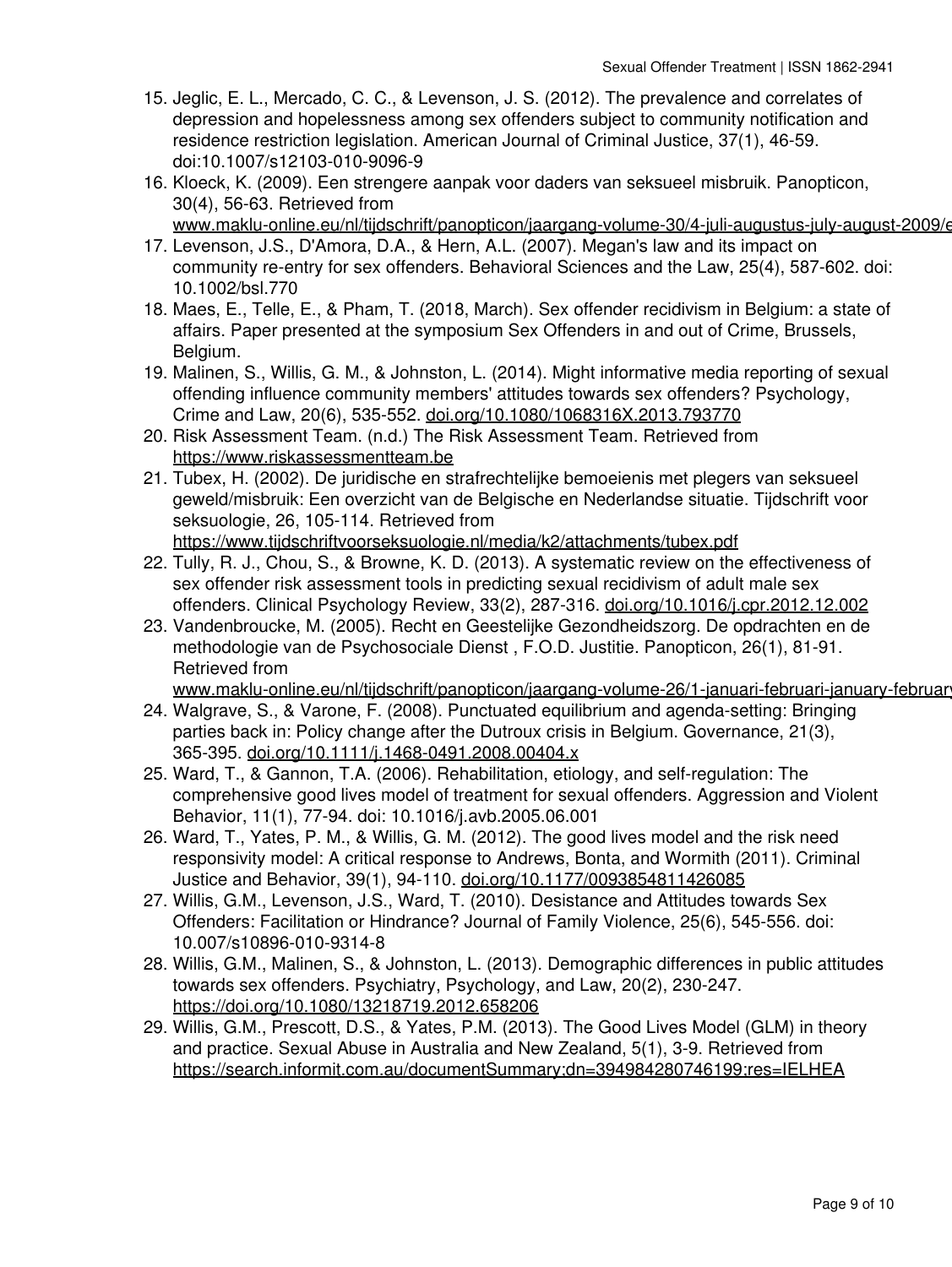15. Jeglic, E. L., Mercado, C. C., & Levenson, J. S. (2012). The prevalence and correlates of depression and hopelessness among sex offenders subject to community notification and residence restriction legislation. American Journal of Criminal Justice, 37(1), 46-59. doi:10.1007/s12103-010-9096-9
16. Kloeck, K. (2009). Een strengere aanpak voor daders van seksueel misbruik. Panopticon, 30(4), 56-63. Retrieved from www.maklu-online.eu/nl/tijdschrift/panopticon/jaargang-volume-30/4-juli-augustus-july-august-2009/e
17. Levenson, J.S., D'Amora, D.A., & Hern, A.L. (2007). Megan's law and its impact on community re-entry for sex offenders. Behavioral Sciences and the Law, 25(4), 587-602. doi: 10.1002/bsl.770
18. Maes, E., Telle, E., & Pham, T. (2018, March). Sex offender recidivism in Belgium: a state of affairs. Paper presented at the symposium Sex Offenders in and out of Crime, Brussels, Belgium.
19. Malinen, S., Willis, G. M., & Johnston, L. (2014). Might informative media reporting of sexual offending influence community members' attitudes towards sex offenders? Psychology, Crime and Law, 20(6), 535-552. doi.org/10.1080/1068316X.2013.793770
20. Risk Assessment Team. (n.d.) The Risk Assessment Team. Retrieved from https://www.riskassessmentteam.be
21. Tubex, H. (2002). De juridische en strafrechtelijke bemoeienis met plegers van seksueel geweld/misbruik: Een overzicht van de Belgische en Nederlandse situatie. Tijdschrift voor seksuologie, 26, 105-114. Retrieved from https://www.tijdschriftvoorseksuologie.nl/media/k2/attachments/tubex.pdf
22. Tully, R. J., Chou, S., & Browne, K. D. (2013). A systematic review on the effectiveness of sex offender risk assessment tools in predicting sexual recidivism of adult male sex offenders. Clinical Psychology Review, 33(2), 287-316. doi.org/10.1016/j.cpr.2012.12.002
23. Vandenbroucke, M. (2005). Recht en Geestelijke Gezondheidszorg. De opdrachten en de methodologie van de Psychosociale Dienst , F.O.D. Justitie. Panopticon, 26(1), 81-91. Retrieved from www.maklu-online.eu/nl/tijdschrift/panopticon/jaargang-volume-26/1-januari-februari-january-february
24. Walgrave, S., & Varone, F. (2008). Punctuated equilibrium and agenda-setting: Bringing parties back in: Policy change after the Dutroux crisis in Belgium. Governance, 21(3), 365-395. doi.org/10.1111/j.1468-0491.2008.00404.x
25. Ward, T., & Gannon, T.A. (2006). Rehabilitation, etiology, and self-regulation: The comprehensive good lives model of treatment for sexual offenders. Aggression and Violent Behavior, 11(1), 77-94. doi: 10.1016/j.avb.2005.06.001
26. Ward, T., Yates, P. M., & Willis, G. M. (2012). The good lives model and the risk need responsivity model: A critical response to Andrews, Bonta, and Wormith (2011). Criminal Justice and Behavior, 39(1), 94-110. doi.org/10.1177/0093854811426085
27. Willis, G.M., Levenson, J.S., Ward, T. (2010). Desistance and Attitudes towards Sex Offenders: Facilitation or Hindrance? Journal of Family Violence, 25(6), 545-556. doi: 10.007/s10896-010-9314-8
28. Willis, G.M., Malinen, S., & Johnston, L. (2013). Demographic differences in public attitudes towards sex offenders. Psychiatry, Psychology, and Law, 20(2), 230-247. https://doi.org/10.1080/13218719.2012.658206
29. Willis, G.M., Prescott, D.S., & Yates, P.M. (2013). The Good Lives Model (GLM) in theory and practice. Sexual Abuse in Australia and New Zealand, 5(1), 3-9. Retrieved from https://search.informit.com.au/documentSummary;dn=394984280746199;res=IELHEA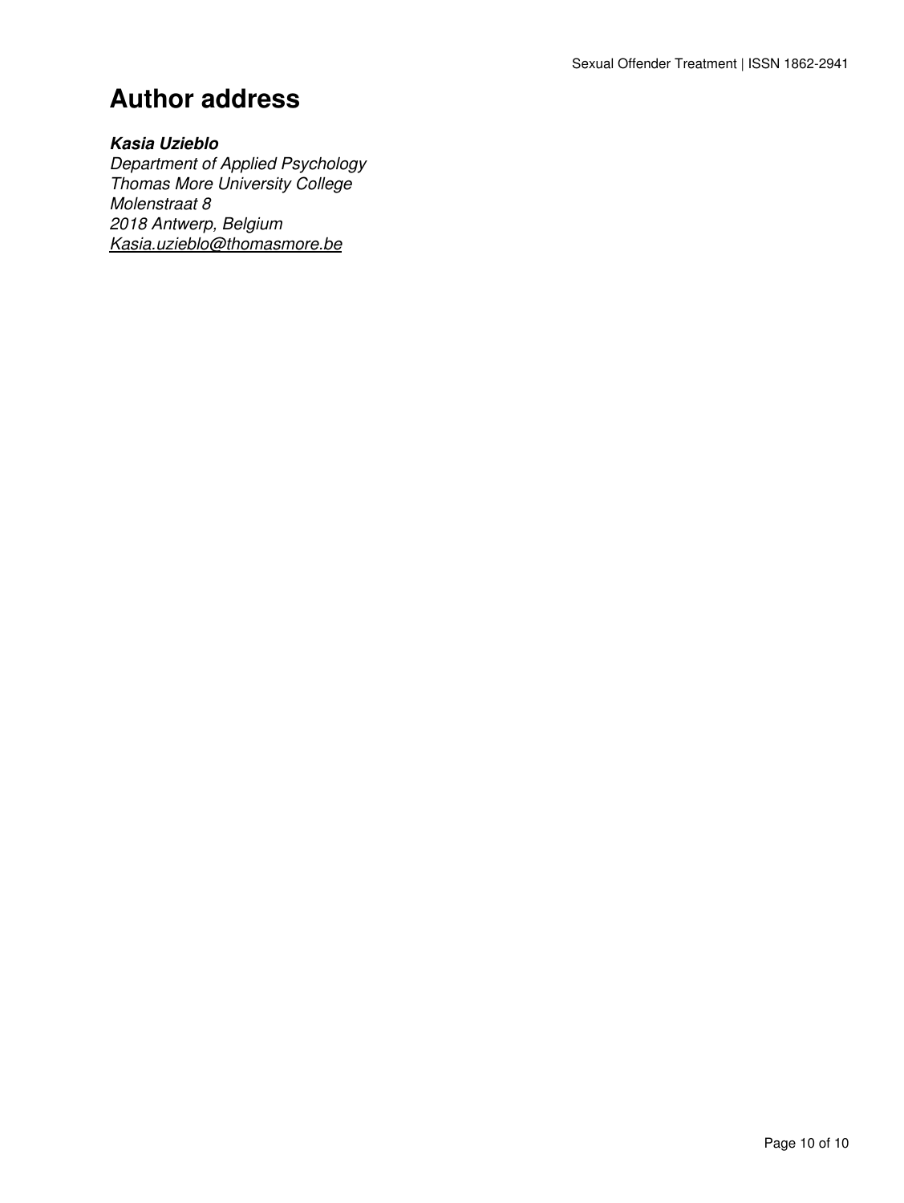# Author address

***Kasia Uzieblo***
*Department of Applied Psychology*
*Thomas More University College*
*Molenstraat 8*
*2018 Antwerp, Belgium*
*Kasia.uzieblo@thomasmore.be*